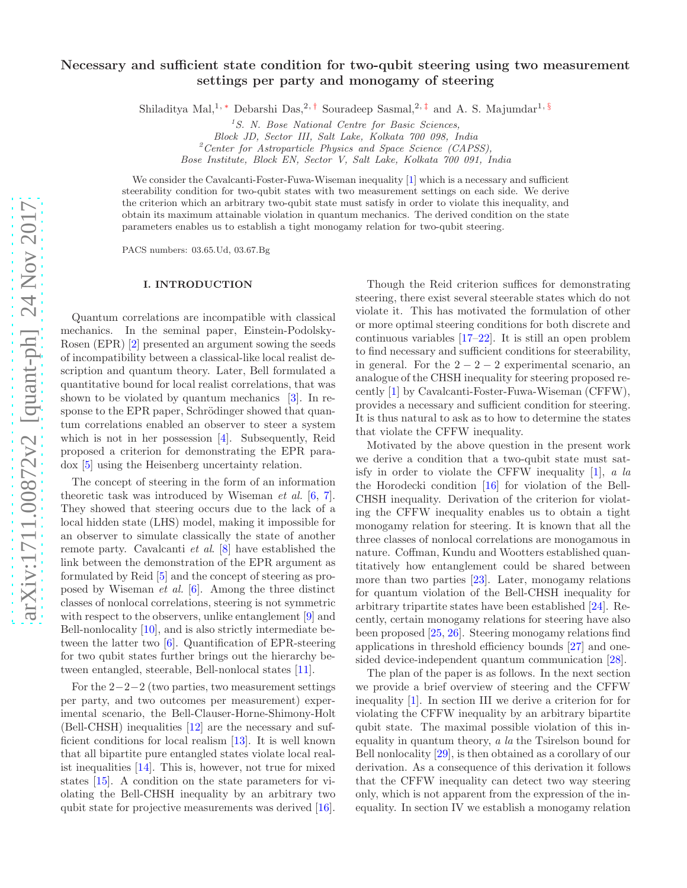# Necessary and sufficient state condition for two-qubit steering using two measurement settings per party and monogamy of steering

Shiladitya Mal,[1,*] Debarshi Das,[2,†] Souradeep Sasmal,[2,‡] and A. S. Majumdar[1,§]

[1] *S. N. Bose National Centre for Basic Sciences, Block JD, Sector III, Salt Lake, Kolkata 700 098, India*

[2] *Center for Astroparticle Physics and Space Science (CAPSS), Bose Institute, Block EN, Sector V, Salt Lake, Kolkata 700 091, India*

We consider the Cavalcanti-Foster-Fuwa-Wiseman inequality [1] which is a necessary and sufficient steerability condition for two-qubit states with two measurement settings on each side. We derive the criterion which an arbitrary two-qubit state must satisfy in order to violate this inequality, and obtain its maximum attainable violation in quantum mechanics. The derived condition on the state parameters enables us to establish a tight monogamy relation for two-qubit steering.

PACS numbers: 03.65.Ud, 03.67.Bg

## I. INTRODUCTION

Quantum correlations are incompatible with classical mechanics. In the seminal paper, Einstein-Podolsky-Rosen (EPR) [2] presented an argument sowing the seeds of incompatibility between a classical-like local realist description and quantum theory. Later, Bell formulated a quantitative bound for local realist correlations, that was shown to be violated by quantum mechanics [3]. In response to the EPR paper, Schrödinger showed that quantum correlations enabled an observer to steer a system which is not in her possession [4]. Subsequently, Reid proposed a criterion for demonstrating the EPR paradox [5] using the Heisenberg uncertainty relation.

The concept of steering in the form of an information theoretic task was introduced by Wiseman *et al.* [6, 7]. They showed that steering occurs due to the lack of a local hidden state (LHS) model, making it impossible for an observer to simulate classically the state of another remote party. Cavalcanti *et al.* [8] have established the link between the demonstration of the EPR argument as formulated by Reid [5] and the concept of steering as proposed by Wiseman *et al.* [6]. Among the three distinct classes of nonlocal correlations, steering is not symmetric with respect to the observers, unlike entanglement [9] and Bell-nonlocality [10], and is also strictly intermediate between the latter two [6]. Quantification of EPR-steering for two qubit states further brings out the hierarchy between entangled, steerable, Bell-nonlocal states [11].

For the $2-2-2$ (two parties, two measurement settings per party, and two outcomes per measurement) experimental scenario, the Bell-Clauser-Horne-Shimony-Holt (Bell-CHSH) inequalities [12] are the necessary and sufficient conditions for local realism [13]. It is well known that all bipartite pure entangled states violate local realist inequalities [14]. This is, however, not true for mixed states [15]. A condition on the state parameters for violating the Bell-CHSH inequality by an arbitrary two qubit state for projective measurements was derived [16].

Though the Reid criterion suffices for demonstrating steering, there exist several steerable states which do not violate it. This has motivated the formulation of other or more optimal steering conditions for both discrete and continuous variables [17–22]. It is still an open problem to find necessary and sufficient conditions for steerability, in general. For the $2-2-2$ experimental scenario, an analogue of the CHSH inequality for steering proposed recently [1] by Cavalcanti-Foster-Fuwa-Wiseman (CFFW), provides a necessary and sufficient condition for steering. It is thus natural to ask as to how to determine the states that violate the CFFW inequality.

Motivated by the above question in the present work we derive a condition that a two-qubit state must satisfy in order to violate the CFFW inequality [1], *a la* the Horodecki condition [16] for violation of the Bell-CHSH inequality. Derivation of the criterion for violating the CFFW inequality enables us to obtain a tight monogamy relation for steering. It is known that all the three classes of nonlocal correlations are monogamous in nature. Coffman, Kundu and Wootters established quantitatively how entanglement could be shared between more than two parties [23]. Later, monogamy relations for quantum violation of the Bell-CHSH inequality for arbitrary tripartite states have been established [24]. Recently, certain monogamy relations for steering have also been proposed [25, 26]. Steering monogamy relations find applications in threshold efficiency bounds [27] and one-sided device-independent quantum communication [28].

The plan of the paper is as follows. In the next section we provide a brief overview of steering and the CFFW inequality [1]. In section III we derive a criterion for for violating the CFFW inequality by an arbitrary bipartite qubit state. The maximal possible violation of this inequality in quantum theory, *a la* the Tsirelson bound for Bell nonlocality [29], is then obtained as a corollary of our derivation. As a consequence of this derivation it follows that the CFFW inequality can detect two way steering only, which is not apparent from the expression of the inequality. In section IV we establish a monogamy relation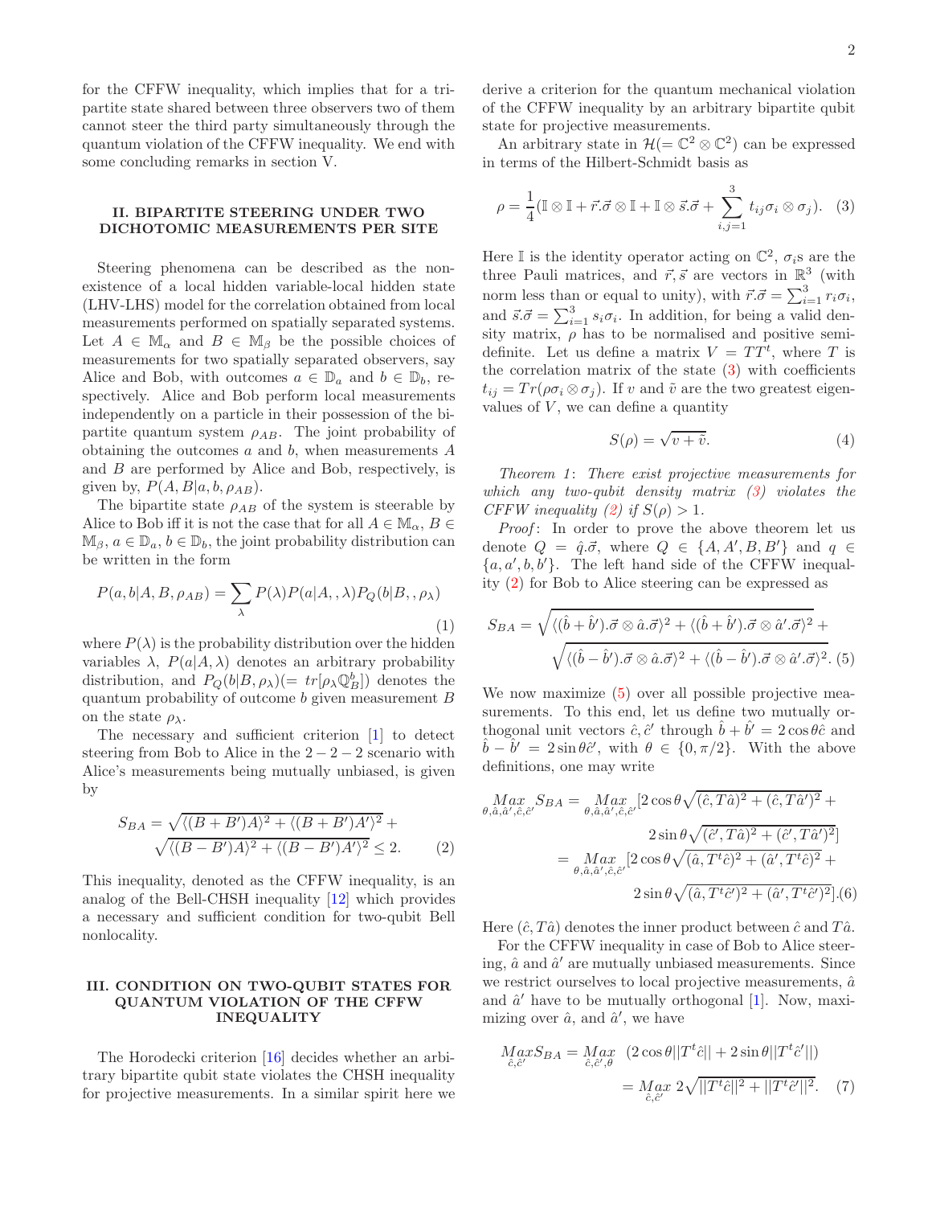for the CFFW inequality, which implies that for a tripartite state shared between three observers two of them cannot steer the third party simultaneously through the quantum violation of the CFFW inequality. We end with some concluding remarks in section V.

## II. BIPARTITE STEERING UNDER TWO DICHOTOMIC MEASUREMENTS PER SITE

Steering phenomena can be described as the nonexistence of a local hidden variable-local hidden state (LHV-LHS) model for the correlation obtained from local measurements performed on spatially separated systems. Let $A \in \mathbb{M}_\alpha$ and $B \in \mathbb{M}_\beta$ be the possible choices of measurements for two spatially separated observers, say Alice and Bob, with outcomes $a \in \mathbb{D}_a$ and $b \in \mathbb{D}_b$, respectively. Alice and Bob perform local measurements independently on a particle in their possession of the bipartite quantum system $\rho_{AB}$. The joint probability of obtaining the outcomes $a$ and $b$, when measurements $A$ and $B$ are performed by Alice and Bob, respectively, is given by, $P(A, B|a, b, \rho_{AB})$.

The bipartite state $\rho_{AB}$ of the system is steerable by Alice to Bob iff it is not the case that for all $A \in \mathbb{M}_\alpha$, $B \in \mathbb{M}_\beta$, $a \in \mathbb{D}_a$, $b \in \mathbb{D}_b$, the joint probability distribution can be written in the form

$$P(a, b|A, B, \rho_{AB}) = \sum_\lambda P(\lambda) P(a|A, , \lambda) P_Q(b|B, , \rho_\lambda) \tag{1}$$

where $P(\lambda)$ is the probability distribution over the hidden variables $\lambda$, $P(a|A, \lambda)$ denotes an arbitrary probability distribution, and $P_Q(b|B, \rho_\lambda)(= tr[\rho_\lambda \mathbb{Q}_B^b])$ denotes the quantum probability of outcome $b$ given measurement $B$ on the state $\rho_\lambda$.

The necessary and sufficient criterion [1] to detect steering from Bob to Alice in the $2-2-2$ scenario with Alice's measurements being mutually unbiased, is given by

$$S_{BA} = \sqrt{\langle (B+B')A\rangle^2 + \langle (B+B')A'\rangle^2} + \sqrt{\langle (B-B')A\rangle^2 + \langle (B-B')A'\rangle^2} \leq 2. \tag{2}$$

This inequality, denoted as the CFFW inequality, is an analog of the Bell-CHSH inequality [12] which provides a necessary and sufficient condition for two-qubit Bell nonlocality.

## III. CONDITION ON TWO-QUBIT STATES FOR QUANTUM VIOLATION OF THE CFFW INEQUALITY

The Horodecki criterion [16] decides whether an arbitrary bipartite qubit state violates the CHSH inequality for projective measurements. In a similar spirit here we derive a criterion for the quantum mechanical violation of the CFFW inequality by an arbitrary bipartite qubit state for projective measurements.

An arbitrary state in $\mathcal{H}(= \mathbb{C}^2 \otimes \mathbb{C}^2)$ can be expressed in terms of the Hilbert-Schmidt basis as

$$\rho = \frac{1}{4}(\mathbb{I} \otimes \mathbb{I} + \vec{r}.\vec{\sigma} \otimes \mathbb{I} + \mathbb{I} \otimes \vec{s}.\vec{\sigma} + \sum_{i,j=1}^{3} t_{ij} \sigma_i \otimes \sigma_j). \tag{3}$$

Here $\mathbb{I}$ is the identity operator acting on $\mathbb{C}^2$, $\sigma_i$s are the three Pauli matrices, and $\vec{r}, \vec{s}$ are vectors in $\mathbb{R}^3$ (with norm less than or equal to unity), with $\vec{r}.\vec{\sigma} = \sum_{i=1}^3 r_i \sigma_i$, and $\vec{s}.\vec{\sigma} = \sum_{i=1}^3 s_i \sigma_i$. In addition, for being a valid density matrix, $\rho$ has to be normalised and positive semi-definite. Let us define a matrix $V = TT^t$, where $T$ is the correlation matrix of the state (3) with coefficients $t_{ij} = Tr(\rho \sigma_i \otimes \sigma_j)$. If $v$ and $\tilde{v}$ are the two greatest eigenvalues of $V$, we can define a quantity

$$S(\rho) = \sqrt{v + \tilde{v}}. \tag{4}$$

*Theorem 1*: *There exist projective measurements for which any two-qubit density matrix (3) violates the CFFW inequality (2) if $S(\rho) > 1$.*

*Proof*: In order to prove the above theorem let us denote $Q = \hat{q}.\vec{\sigma}$, where $Q \in \{A, A', B, B'\}$ and $q \in \{a, a', b, b'\}$. The left hand side of the CFFW inequality (2) for Bob to Alice steering can be expressed as

$$S_{BA} = \sqrt{\langle (\hat{b} + \hat{b}').\vec{\sigma} \otimes \hat{a}.\vec{\sigma}\rangle^2 + \langle (\hat{b} + \hat{b}').\vec{\sigma} \otimes \hat{a}'.\vec{\sigma}\rangle^2} + \sqrt{\langle (\hat{b} - \hat{b}').\vec{\sigma} \otimes \hat{a}.\vec{\sigma}\rangle^2 + \langle (\hat{b} - \hat{b}').\vec{\sigma} \otimes \hat{a}'.\vec{\sigma}\rangle^2}. \tag{5}$$

We now maximize (5) over all possible projective measurements. To this end, let us define two mutually orthogonal unit vectors $\hat{c}, \hat{c}'$ through $\hat{b} + \hat{b}' = 2\cos\theta \hat{c}$ and $\hat{b} - \hat{b}' = 2\sin\theta \hat{c}'$, with $\theta \in \{0, \pi/2\}$. With the above definitions, one may write

$$\begin{aligned}
\underset{\theta,\hat{a},\hat{a}',\hat{c},\hat{c}'}{Max} S_{BA} &= \underset{\theta,\hat{a},\hat{a}',\hat{c},\hat{c}'}{Max} [2\cos\theta \sqrt{(\hat{c}, T\hat{a})^2 + (\hat{c}, T\hat{a}')^2} + 2\sin\theta \sqrt{(\hat{c}', T\hat{a})^2 + (\hat{c}', T\hat{a}')^2}] \\
&= \underset{\theta,\hat{a},\hat{a}',\hat{c},\hat{c}'}{Max} [2\cos\theta \sqrt{(\hat{a}, T^t\hat{c})^2 + (\hat{a}', T^t\hat{c})^2} + 2\sin\theta \sqrt{(\hat{a}, T^t\hat{c}')^2 + (\hat{a}', T^t\hat{c}')^2}].
\end{aligned} \tag{6}$$

Here $(\hat{c}, T\hat{a})$ denotes the inner product between $\hat{c}$ and $T\hat{a}$.

For the CFFW inequality in case of Bob to Alice steering, $\hat{a}$ and $\hat{a}'$ are mutually unbiased measurements. Since we restrict ourselves to local projective measurements, $\hat{a}$ and $\hat{a}'$ have to be mutually orthogonal [1]. Now, maximizing over $\hat{a}$, and $\hat{a}'$, we have

$$\begin{aligned}
\underset{\hat{c},\hat{c}'}{Max} S_{BA} &= \underset{\hat{c},\hat{c}',\theta}{Max} \;\; (2\cos\theta ||T^t\hat{c}|| + 2\sin\theta ||T^t\hat{c}'||) \\
&= \underset{\hat{c},\hat{c}'}{Max} \; 2\sqrt{||T^t\hat{c}||^2 + ||T^t\hat{c}'||^2}.
\end{aligned} \tag{7}$$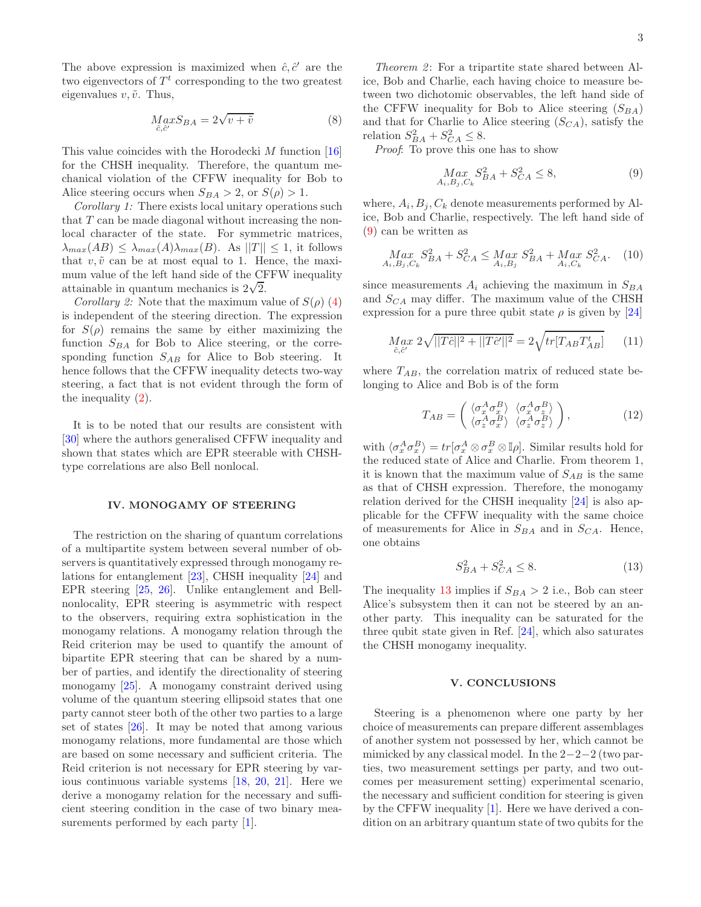The above expression is maximized when $\hat{c}, \hat{c}'$ are the two eigenvectors of $T^t$ corresponding to the two greatest eigenvalues $v, \tilde{v}$. Thus,

$$\underset{\hat{c}, \hat{c}'}{Max} S_{BA} = 2\sqrt{v + \tilde{v}} \tag{8}$$

This value coincides with the Horodecki $M$ function [16] for the CHSH inequality. Therefore, the quantum mechanical violation of the CFFW inequality for Bob to Alice steering occurs when $S_{BA} > 2$, or $S(\rho) > 1$.

*Corollary 1:* There exists local unitary operations such that $T$ can be made diagonal without increasing the nonlocal character of the state. For symmetric matrices, $\lambda_{max}(AB) \leq \lambda_{max}(A)\lambda_{max}(B)$. As $||T|| \leq 1$, it follows that $v, \tilde{v}$ can be at most equal to 1. Hence, the maximum value of the left hand side of the CFFW inequality attainable in quantum mechanics is $2\sqrt{2}$.

*Corollary 2:* Note that the maximum value of $S(\rho)$ (4) is independent of the steering direction. The expression for $S(\rho)$ remains the same by either maximizing the function $S_{BA}$ for Bob to Alice steering, or the corresponding function $S_{AB}$ for Alice to Bob steering. It hence follows that the CFFW inequality detects two-way steering, a fact that is not evident through the form of the inequality (2).

It is to be noted that our results are consistent with [30] where the authors generalised CFFW inequality and shown that states which are EPR steerable with CHSH-type correlations are also Bell nonlocal.

## IV. MONOGAMY OF STEERING

The restriction on the sharing of quantum correlations of a multipartite system between several number of observers is quantitatively expressed through monogamy relations for entanglement [23], CHSH inequality [24] and EPR steering [25, 26]. Unlike entanglement and Bell-nonlocality, EPR steering is asymmetric with respect to the observers, requiring extra sophistication in the monogamy relations. A monogamy relation through the Reid criterion may be used to quantify the amount of bipartite EPR steering that can be shared by a number of parties, and identify the directionality of steering monogamy [25]. A monogamy constraint derived using volume of the quantum steering ellipsoid states that one party cannot steer both of the other two parties to a large set of states [26]. It may be noted that among various monogamy relations, more fundamental are those which are based on some necessary and sufficient criteria. The Reid criterion is not necessary for EPR steering by various continuous variable systems [18, 20, 21]. Here we derive a monogamy relation for the necessary and sufficient steering condition in the case of two binary measurements performed by each party [1].

*Theorem 2*: For a tripartite state shared between Alice, Bob and Charlie, each having choice to measure between two dichotomic observables, the left hand side of the CFFW inequality for Bob to Alice steering ($S_{BA}$) and that for Charlie to Alice steering ($S_{CA}$), satisfy the relation $S_{BA}^2 + S_{CA}^2 \leq 8$.

*Proof*: To prove this one has to show

$$\underset{A_i, B_j, C_k}{Max} \; S_{BA}^2 + S_{CA}^2 \leq 8, \tag{9}$$

where, $A_i, B_j, C_k$ denote measurements performed by Alice, Bob and Charlie, respectively. The left hand side of (9) can be written as

$$\underset{A_i, B_j, C_k}{Max} \; S_{BA}^2 + S_{CA}^2 \leq \underset{A_i, B_j}{Max} \; S_{BA}^2 + \underset{A_i, C_k}{Max} \; S_{CA}^2. \tag{10}$$

since measurements $A_i$ achieving the maximum in $S_{BA}$ and $S_{CA}$ may differ. The maximum value of the CHSH expression for a pure three qubit state $\rho$ is given by [24]

$$\underset{\hat{c}, \hat{c}'}{Max} \; 2\sqrt{||T\hat{c}||^2 + ||T\hat{c}'||^2} = 2\sqrt{tr[T_{AB}T_{AB}^t]} \tag{11}$$

where $T_{AB}$, the correlation matrix of reduced state belonging to Alice and Bob is of the form

$$T_{AB} = \begin{pmatrix} \langle \sigma_x^A \sigma_x^B \rangle & \langle \sigma_x^A \sigma_z^B \rangle \\ \langle \sigma_z^A \sigma_x^B \rangle & \langle \sigma_z^A \sigma_z^B \rangle \end{pmatrix}, \tag{12}$$

with $\langle \sigma_x^A \sigma_x^B \rangle = tr[\sigma_x^A \otimes \sigma_x^B \otimes \mathbb{I}\rho]$. Similar results hold for the reduced state of Alice and Charlie. From theorem 1, it is known that the maximum value of $S_{AB}$ is the same as that of CHSH expression. Therefore, the monogamy relation derived for the CHSH inequality [24] is also applicable for the CFFW inequality with the same choice of measurements for Alice in $S_{BA}$ and in $S_{CA}$. Hence, one obtains

$$S_{BA}^2 + S_{CA}^2 \leq 8. \tag{13}$$

The inequality 13 implies if $S_{BA} > 2$ i.e., Bob can steer Alice's subsystem then it can not be steered by an another party. This inequality can be saturated for the three qubit state given in Ref. [24], which also saturates the CHSH monogamy inequality.

## V. CONCLUSIONS

Steering is a phenomenon where one party by her choice of measurements can prepare different assemblages of another system not possessed by her, which cannot be mimicked by any classical model. In the $2-2-2$ (two parties, two measurement settings per party, and two outcomes per measurement setting) experimental scenario, the necessary and sufficient condition for steering is given by the CFFW inequality [1]. Here we have derived a condition on an arbitrary quantum state of two qubits for the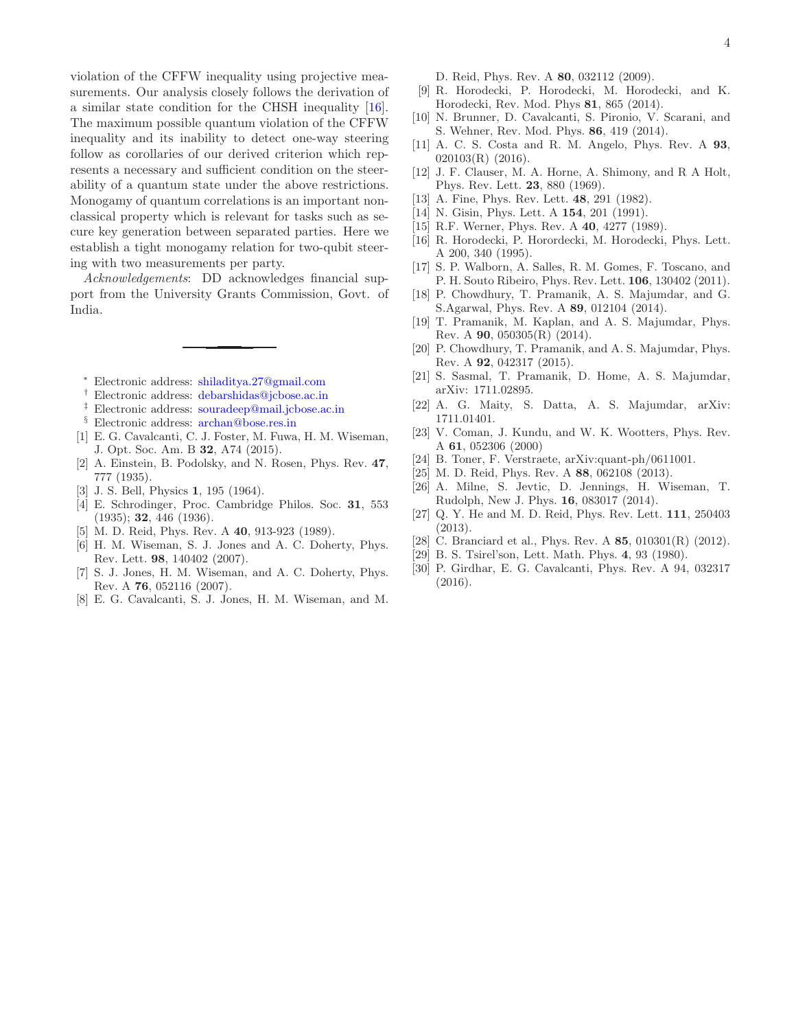violation of the CFFW inequality using projective measurements. Our analysis closely follows the derivation of a similar state condition for the CHSH inequality [16]. The maximum possible quantum violation of the CFFW inequality and its inability to detect one-way steering follow as corollaries of our derived criterion which represents a necessary and sufficient condition on the steerability of a quantum state under the above restrictions. Monogamy of quantum correlations is an important nonclassical property which is relevant for tasks such as secure key generation between separated parties. Here we establish a tight monogamy relation for two-qubit steering with two measurements per party.

*Acknowledgements*: DD acknowledges financial support from the University Grants Commission, Govt. of India.

---

* Electronic address: shiladitya.27@gmail.com
† Electronic address: debarshidas@jcbose.ac.in
‡ Electronic address: souradeep@mail.jcbose.ac.in
§ Electronic address: archan@bose.res.in

[1] E. G. Cavalcanti, C. J. Foster, M. Fuwa, H. M. Wiseman, J. Opt. Soc. Am. B **32**, A74 (2015).
[2] A. Einstein, B. Podolsky, and N. Rosen, Phys. Rev. **47**, 777 (1935).
[3] J. S. Bell, Physics **1**, 195 (1964).
[4] E. Schrodinger, Proc. Cambridge Philos. Soc. **31**, 553 (1935); **32**, 446 (1936).
[5] M. D. Reid, Phys. Rev. A **40**, 913-923 (1989).
[6] H. M. Wiseman, S. J. Jones and A. C. Doherty, Phys. Rev. Lett. **98**, 140402 (2007).
[7] S. J. Jones, H. M. Wiseman, and A. C. Doherty, Phys. Rev. A **76**, 052116 (2007).
[8] E. G. Cavalcanti, S. J. Jones, H. M. Wiseman, and M. D. Reid, Phys. Rev. A **80**, 032112 (2009).
[9] R. Horodecki, P. Horodecki, M. Horodecki, and K. Horodecki, Rev. Mod. Phys **81**, 865 (2014).
[10] N. Brunner, D. Cavalcanti, S. Pironio, V. Scarani, and S. Wehner, Rev. Mod. Phys. **86**, 419 (2014).
[11] A. C. S. Costa and R. M. Angelo, Phys. Rev. A **93**, 020103(R) (2016).
[12] J. F. Clauser, M. A. Horne, A. Shimony, and R A Holt, Phys. Rev. Lett. **23**, 880 (1969).
[13] A. Fine, Phys. Rev. Lett. **48**, 291 (1982).
[14] N. Gisin, Phys. Lett. A **154**, 201 (1991).
[15] R.F. Werner, Phys. Rev. A **40**, 4277 (1989).
[16] R. Horodecki, P. Horordecki, M. Horodecki, Phys. Lett. A 200, 340 (1995).
[17] S. P. Walborn, A. Salles, R. M. Gomes, F. Toscano, and P. H. Souto Ribeiro, Phys. Rev. Lett. **106**, 130402 (2011).
[18] P. Chowdhury, T. Pramanik, A. S. Majumdar, and G. S.Agarwal, Phys. Rev. A **89**, 012104 (2014).
[19] T. Pramanik, M. Kaplan, and A. S. Majumdar, Phys. Rev. A **90**, 050305(R) (2014).
[20] P. Chowdhury, T. Pramanik, and A. S. Majumdar, Phys. Rev. A **92**, 042317 (2015).
[21] S. Sasmal, T. Pramanik, D. Home, A. S. Majumdar, arXiv: 1711.02895.
[22] A. G. Maity, S. Datta, A. S. Majumdar, arXiv: 1711.01401.
[23] V. Coman, J. Kundu, and W. K. Wootters, Phys. Rev. A **61**, 052306 (2000)
[24] B. Toner, F. Verstraete, arXiv:quant-ph/0611001.
[25] M. D. Reid, Phys. Rev. A **88**, 062108 (2013).
[26] A. Milne, S. Jevtic, D. Jennings, H. Wiseman, T. Rudolph, New J. Phys. **16**, 083017 (2014).
[27] Q. Y. He and M. D. Reid, Phys. Rev. Lett. **111**, 250403 (2013).
[28] C. Branciard et al., Phys. Rev. A **85**, 010301(R) (2012).
[29] B. S. Tsirel'son, Lett. Math. Phys. **4**, 93 (1980).
[30] P. Girdhar, E. G. Cavalcanti, Phys. Rev. A 94, 032317 (2016).